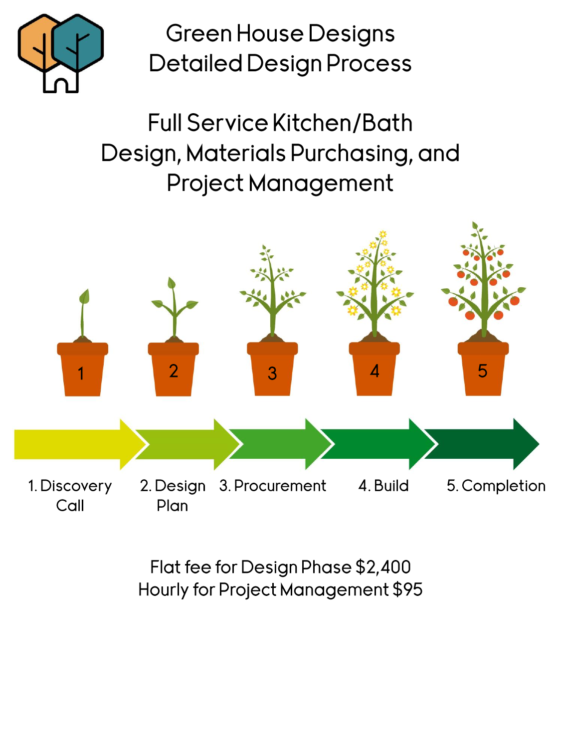# Green House Designs
# Detailed Design Process

## Full Service Kitchen/Bath Design, Materials Purchasing, and Project Management

1. Discovery Call
2. Design Plan
3. Procurement
4. Build
5. Completion

Flat fee for Design Phase $2,400
Hourly for Project Management $95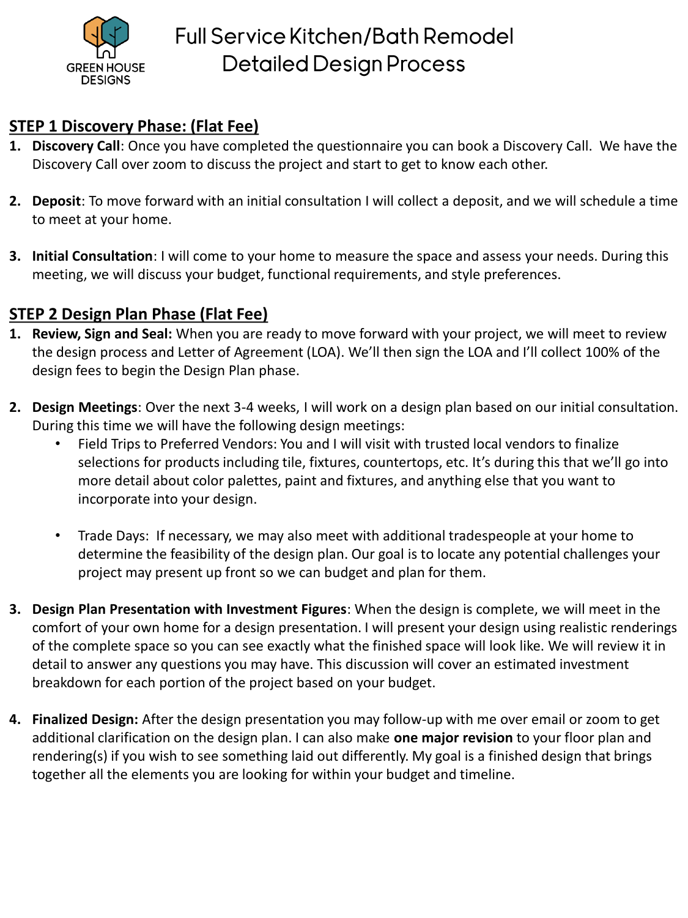GREEN HOUSE DESIGNS

# Full Service Kitchen/Bath Remodel Detailed Design Process

## STEP 1 Discovery Phase: (Flat Fee)

1. **Discovery Call**: Once you have completed the questionnaire you can book a Discovery Call. We have the Discovery Call over zoom to discuss the project and start to get to know each other.

2. **Deposit**: To move forward with an initial consultation I will collect a deposit, and we will schedule a time to meet at your home.

3. **Initial Consultation**: I will come to your home to measure the space and assess your needs. During this meeting, we will discuss your budget, functional requirements, and style preferences.

## STEP 2 Design Plan Phase (Flat Fee)

1. **Review, Sign and Seal:** When you are ready to move forward with your project, we will meet to review the design process and Letter of Agreement (LOA). We'll then sign the LOA and I'll collect 100% of the design fees to begin the Design Plan phase.

2. **Design Meetings**: Over the next 3-4 weeks, I will work on a design plan based on our initial consultation. During this time we will have the following design meetings:
   - Field Trips to Preferred Vendors: You and I will visit with trusted local vendors to finalize selections for products including tile, fixtures, countertops, etc. It's during this that we'll go into more detail about color palettes, paint and fixtures, and anything else that you want to incorporate into your design.

   - Trade Days: If necessary, we may also meet with additional tradespeople at your home to determine the feasibility of the design plan. Our goal is to locate any potential challenges your project may present up front so we can budget and plan for them.

3. **Design Plan Presentation with Investment Figures**: When the design is complete, we will meet in the comfort of your own home for a design presentation. I will present your design using realistic renderings of the complete space so you can see exactly what the finished space will look like. We will review it in detail to answer any questions you may have. This discussion will cover an estimated investment breakdown for each portion of the project based on your budget.

4. **Finalized Design:** After the design presentation you may follow-up with me over email or zoom to get additional clarification on the design plan. I can also make **one major revision** to your floor plan and rendering(s) if you wish to see something laid out differently. My goal is a finished design that brings together all the elements you are looking for within your budget and timeline.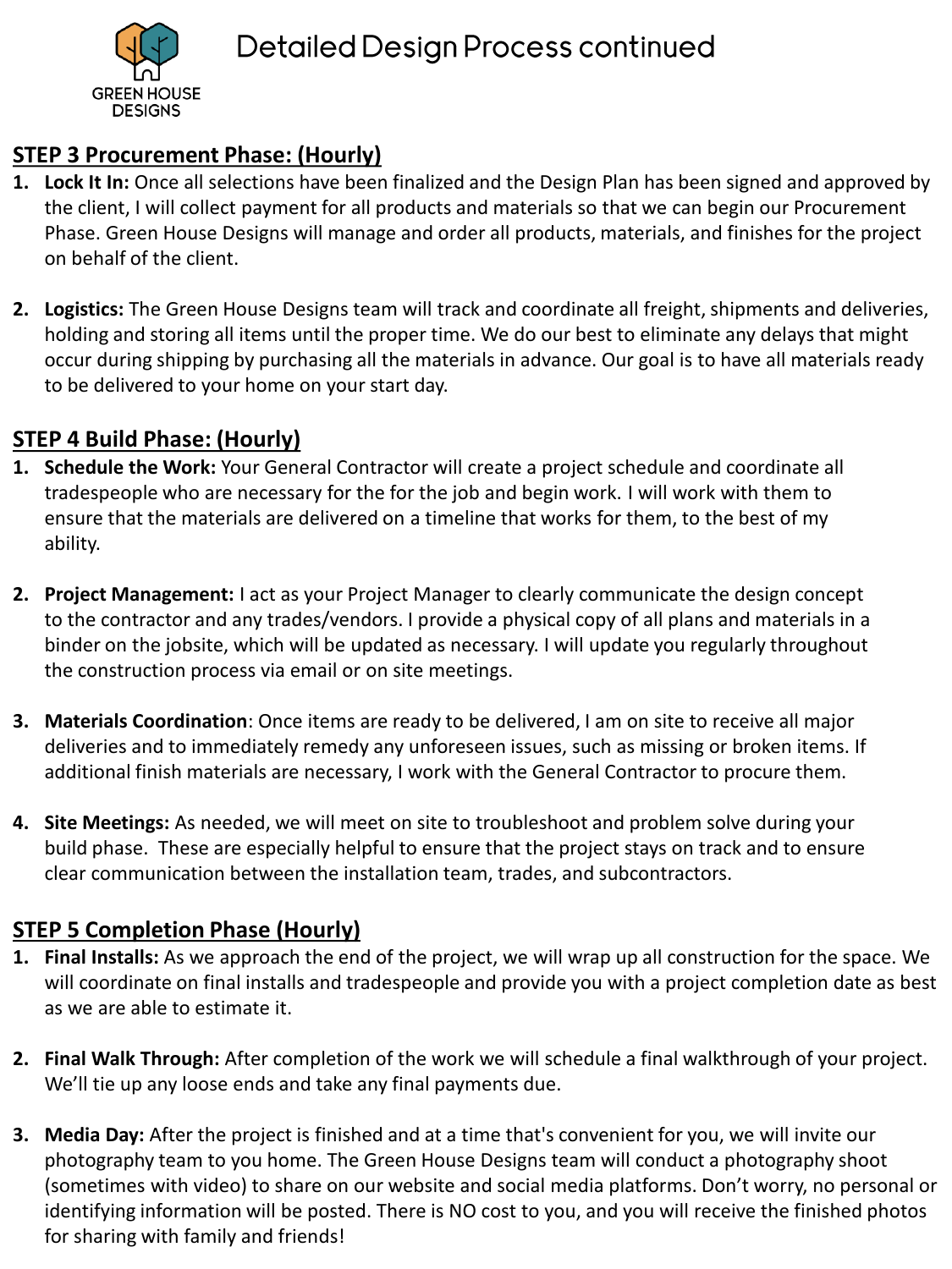GREEN HOUSE DESIGNS

# Detailed Design Process continued

## STEP 3 Procurement Phase: (Hourly)

1. **Lock It In:** Once all selections have been finalized and the Design Plan has been signed and approved by the client, I will collect payment for all products and materials so that we can begin our Procurement Phase. Green House Designs will manage and order all products, materials, and finishes for the project on behalf of the client.

2. **Logistics:** The Green House Designs team will track and coordinate all freight, shipments and deliveries, holding and storing all items until the proper time. We do our best to eliminate any delays that might occur during shipping by purchasing all the materials in advance. Our goal is to have all materials ready to be delivered to your home on your start day.

## STEP 4 Build Phase: (Hourly)

1. **Schedule the Work:** Your General Contractor will create a project schedule and coordinate all tradespeople who are necessary for the for the job and begin work. I will work with them to ensure that the materials are delivered on a timeline that works for them, to the best of my ability.

2. **Project Management:** I act as your Project Manager to clearly communicate the design concept to the contractor and any trades/vendors. I provide a physical copy of all plans and materials in a binder on the jobsite, which will be updated as necessary. I will update you regularly throughout the construction process via email or on site meetings.

3. **Materials Coordination**: Once items are ready to be delivered, I am on site to receive all major deliveries and to immediately remedy any unforeseen issues, such as missing or broken items. If additional finish materials are necessary, I work with the General Contractor to procure them.

4. **Site Meetings:** As needed, we will meet on site to troubleshoot and problem solve during your build phase. These are especially helpful to ensure that the project stays on track and to ensure clear communication between the installation team, trades, and subcontractors.

## STEP 5 Completion Phase (Hourly)

1. **Final Installs:** As we approach the end of the project, we will wrap up all construction for the space. We will coordinate on final installs and tradespeople and provide you with a project completion date as best as we are able to estimate it.

2. **Final Walk Through:** After completion of the work we will schedule a final walkthrough of your project. We'll tie up any loose ends and take any final payments due.

3. **Media Day:** After the project is finished and at a time that's convenient for you, we will invite our photography team to you home. The Green House Designs team will conduct a photography shoot (sometimes with video) to share on our website and social media platforms. Don't worry, no personal or identifying information will be posted. There is NO cost to you, and you will receive the finished photos for sharing with family and friends!